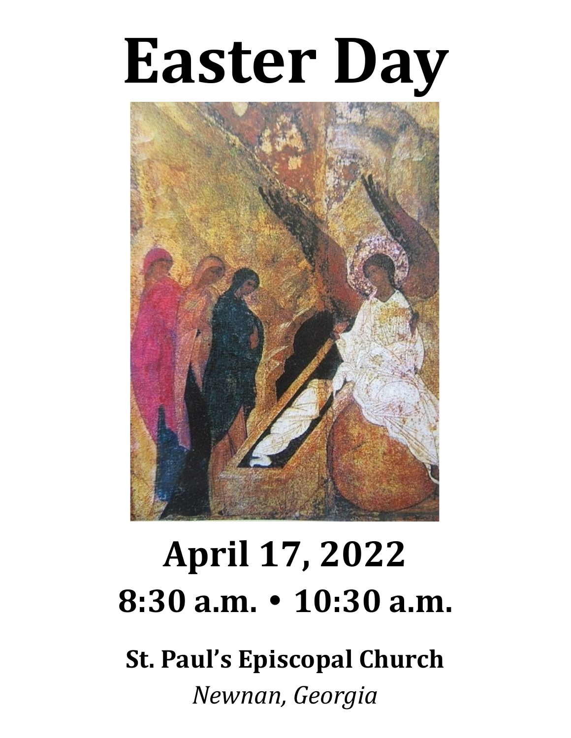# Easter Day

## April 17, 2022

## 8:30 a.m. • 10:30 a.m.

**St. Paul's Episcopal Church**

*Newnan, Georgia*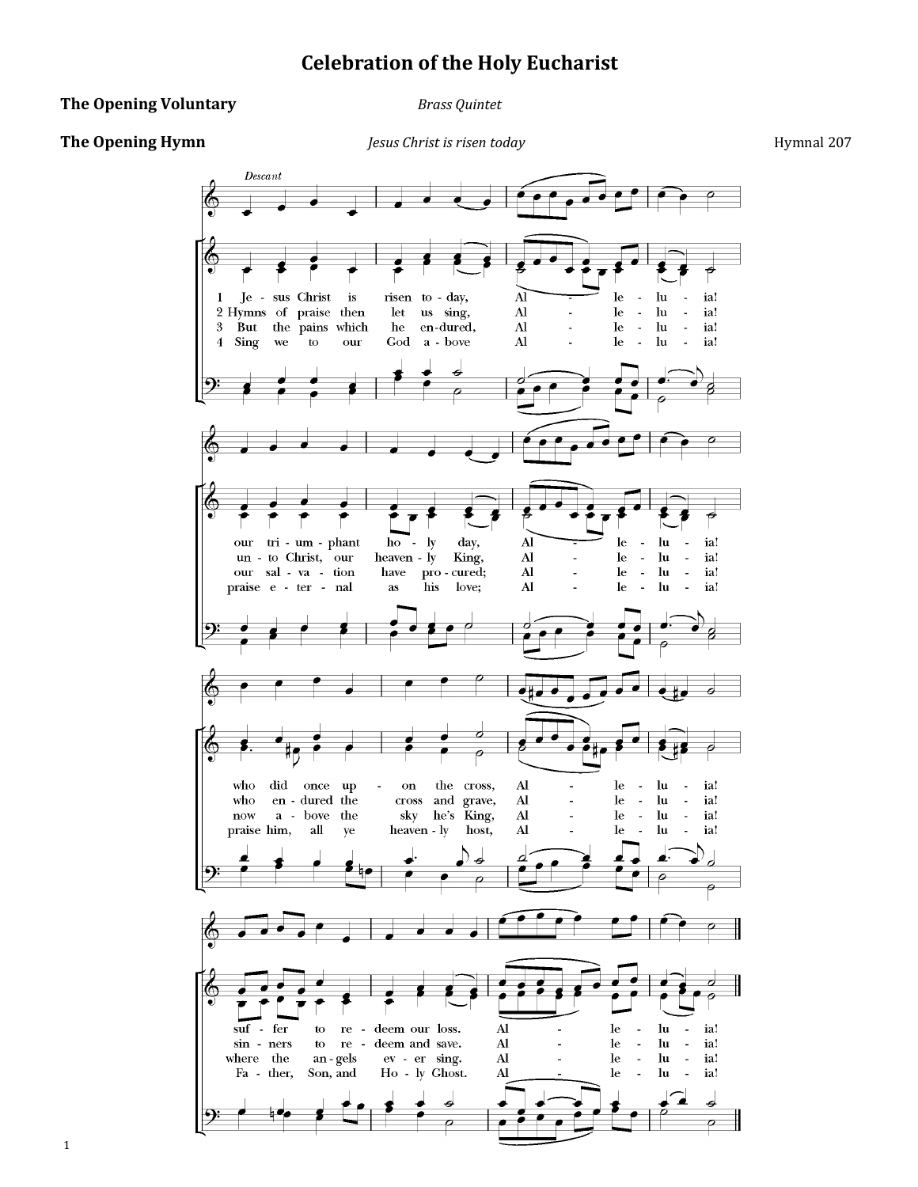# Celebration of the Holy Eucharist

**The Opening Voluntary** *Brass Quintet*

**The Opening Hymn** *Jesus Christ is risen today* Hymnal 207

*Descant*

1 Jesus Christ is risen today, Alleluia!
our triumphant holy day, Alleluia!
who did once upon the cross, Alleluia!
suffer to redeem our loss. Alleluia!

2 Hymns of praise then let us sing, Alleluia!
unto Christ, our heavenly King, Alleluia!
who endured the cross and grave, Alleluia!
sinners to redeem and save. Alleluia!

3 But the pains which he endured, Alleluia!
our salvation have procured; Alleluia!
now above the sky he's King, Alleluia!
where the angels ever sing. Alleluia!

4 Sing we to our God above Alleluia!
praise eternal as his love; Alleluia!
praise him, all ye heavenly host, Alleluia!
Father, Son, and Holy Ghost. Alleluia!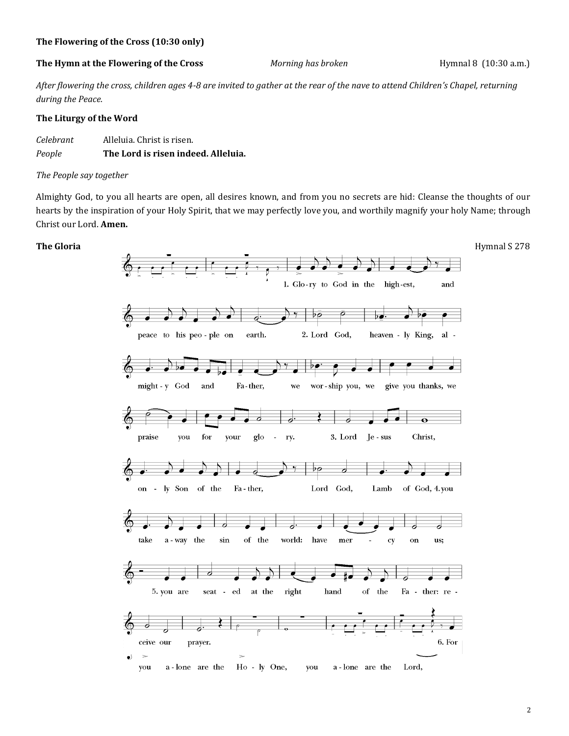**The Flowering of the Cross (10:30 only)**

**The Hymn at the Flowering of the Cross** *Morning has broken* Hymnal 8 (10:30 a.m.)

*After flowering the cross, children ages 4-8 are invited to gather at the rear of the nave to attend Children's Chapel, returning during the Peace.*

**The Liturgy of the Word**

*Celebrant* Alleluia. Christ is risen.
*People* **The Lord is risen indeed. Alleluia.**

*The People say together*

Almighty God, to you all hearts are open, all desires known, and from you no secrets are hid: Cleanse the thoughts of our hearts by the inspiration of your Holy Spirit, that we may perfectly love you, and worthily magnify your holy Name; through Christ our Lord. **Amen.**

**The Gloria** Hymnal S 278

1. Glo-ry to God in the high-est, and peace to his peo-ple on earth.

2. Lord God, heaven-ly King, al-might-y God and Fa-ther, we wor-ship you, we give you thanks, we praise you for your glo-ry.

3. Lord Je-sus Christ, on-ly Son of the Fa-ther, Lord God, Lamb of God,

4. you take a-way the sin of the world: have mer-cy on us;

5. you are seat-ed at the right hand of the Fa-ther: re-ceive our prayer.

6. For you a-lone are the Ho-ly One, you a-lone are the Lord,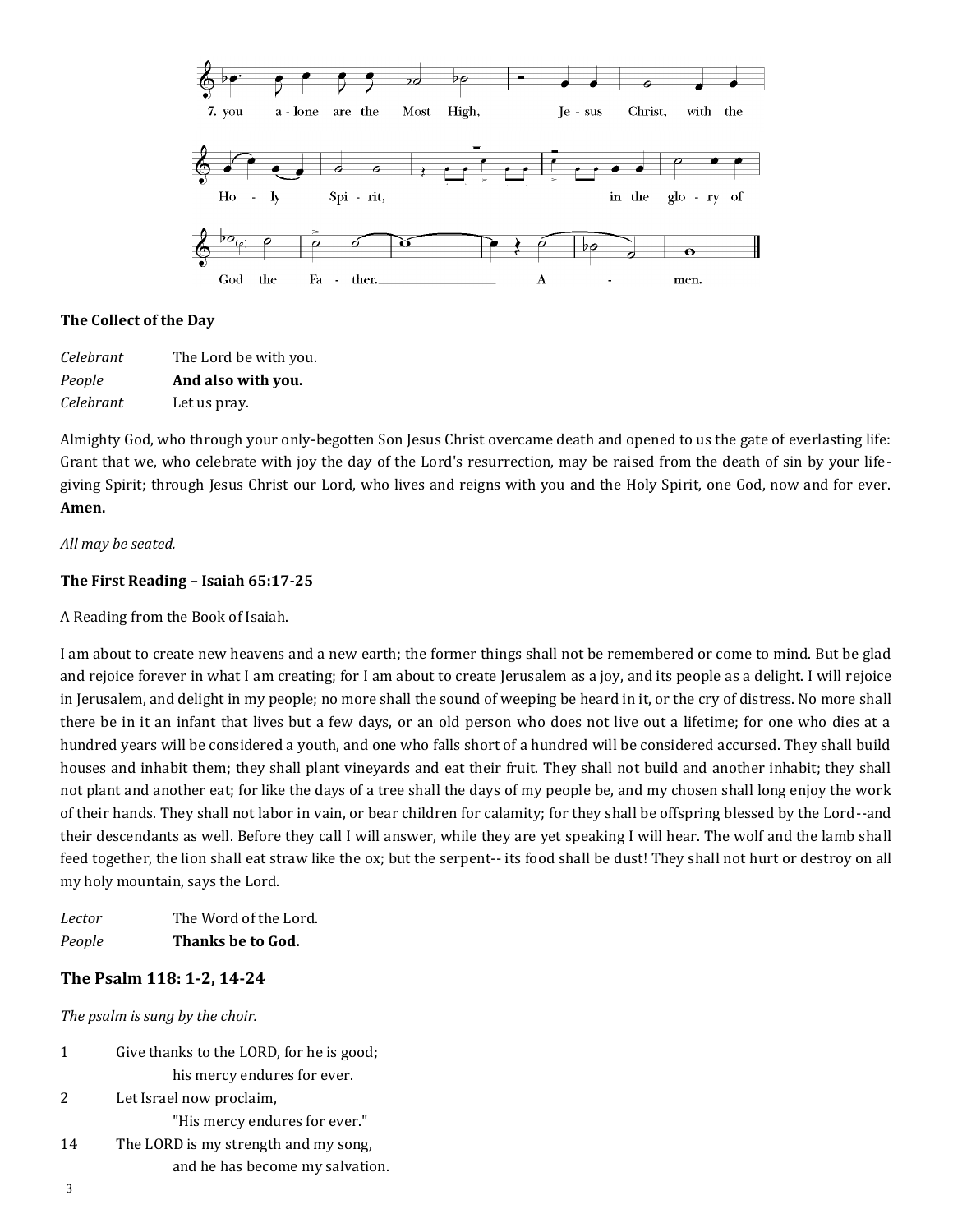7. you alone are the Most High, Jesus Christ, with the Holy Spirit, in the glory of God the Father. Amen.

**The Collect of the Day**

| | |
|---|---|
| *Celebrant* | The Lord be with you. |
| *People* | **And also with you.** |
| *Celebrant* | Let us pray. |

Almighty God, who through your only-begotten Son Jesus Christ overcame death and opened to us the gate of everlasting life: Grant that we, who celebrate with joy the day of the Lord's resurrection, may be raised from the death of sin by your life-giving Spirit; through Jesus Christ our Lord, who lives and reigns with you and the Holy Spirit, one God, now and for ever. **Amen.**

*All may be seated.*

**The First Reading – Isaiah 65:17-25**

A Reading from the Book of Isaiah.

I am about to create new heavens and a new earth; the former things shall not be remembered or come to mind. But be glad and rejoice forever in what I am creating; for I am about to create Jerusalem as a joy, and its people as a delight. I will rejoice in Jerusalem, and delight in my people; no more shall the sound of weeping be heard in it, or the cry of distress. No more shall there be in it an infant that lives but a few days, or an old person who does not live out a lifetime; for one who dies at a hundred years will be considered a youth, and one who falls short of a hundred will be considered accursed. They shall build houses and inhabit them; they shall plant vineyards and eat their fruit. They shall not build and another inhabit; they shall not plant and another eat; for like the days of a tree shall the days of my people be, and my chosen shall long enjoy the work of their hands. They shall not labor in vain, or bear children for calamity; for they shall be offspring blessed by the Lord--and their descendants as well. Before they call I will answer, while they are yet speaking I will hear. The wolf and the lamb shall feed together, the lion shall eat straw like the ox; but the serpent-- its food shall be dust! They shall not hurt or destroy on all my holy mountain, says the Lord.

| | |
|---|---|
| *Lector* | The Word of the Lord. |
| *People* | **Thanks be to God.** |

## The Psalm 118: 1-2, 14-24

*The psalm is sung by the choir.*

1 Give thanks to the LORD, for he is good;
his mercy endures for ever.

2 Let Israel now proclaim,
"His mercy endures for ever."

14 The LORD is my strength and my song,
and he has become my salvation.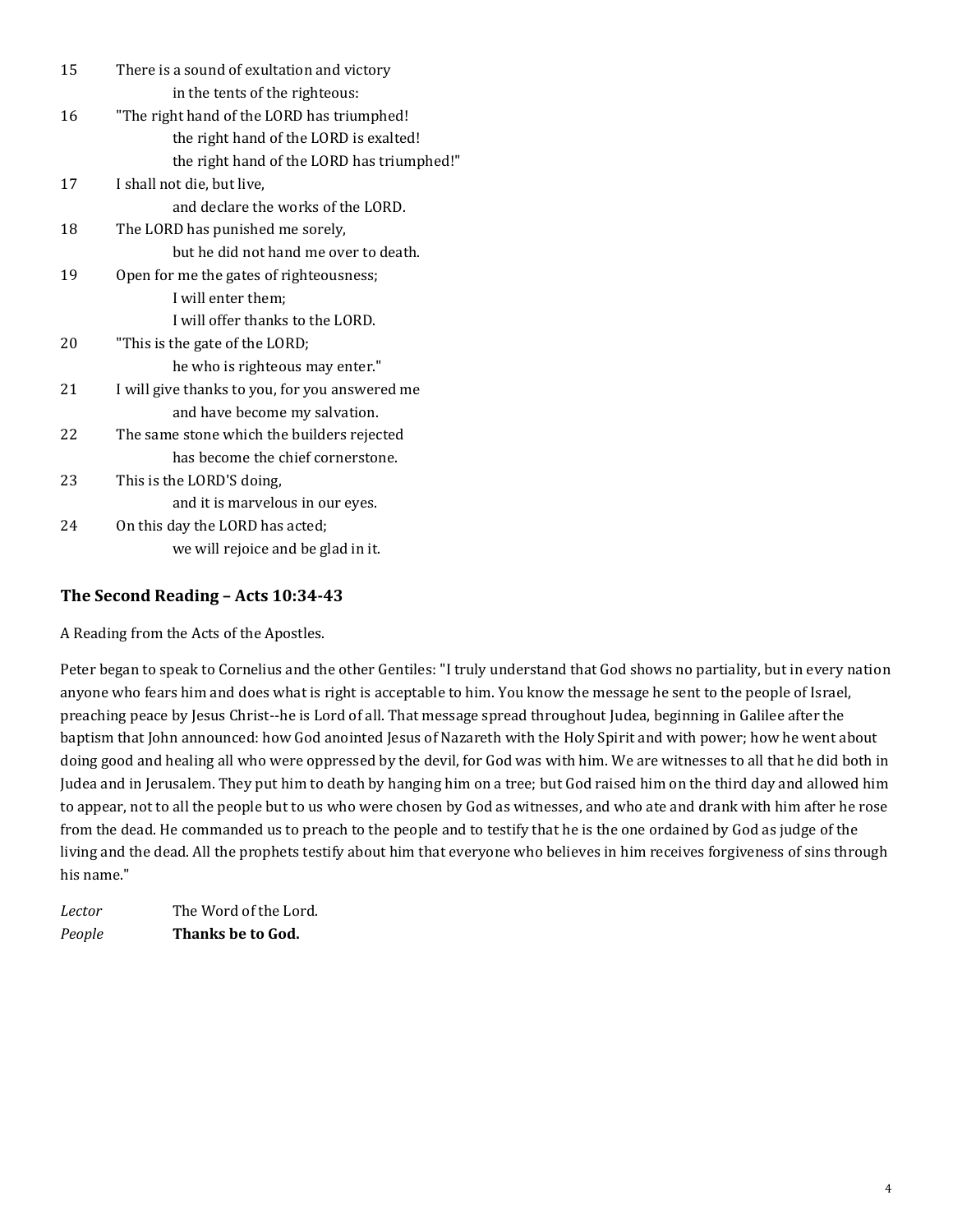15 There is a sound of exultation and victory
  in the tents of the righteous:
16 "The right hand of the LORD has triumphed!
  the right hand of the LORD is exalted!
  the right hand of the LORD has triumphed!"
17 I shall not die, but live,
  and declare the works of the LORD.
18 The LORD has punished me sorely,
  but he did not hand me over to death.
19 Open for me the gates of righteousness;
  I will enter them;
  I will offer thanks to the LORD.
20 "This is the gate of the LORD;
  he who is righteous may enter."
21 I will give thanks to you, for you answered me
  and have become my salvation.
22 The same stone which the builders rejected
  has become the chief cornerstone.
23 This is the LORD'S doing,
  and it is marvelous in our eyes.
24 On this day the LORD has acted;
  we will rejoice and be glad in it.

### The Second Reading – Acts 10:34-43

A Reading from the Acts of the Apostles.

Peter began to speak to Cornelius and the other Gentiles: "I truly understand that God shows no partiality, but in every nation anyone who fears him and does what is right is acceptable to him. You know the message he sent to the people of Israel, preaching peace by Jesus Christ--he is Lord of all. That message spread throughout Judea, beginning in Galilee after the baptism that John announced: how God anointed Jesus of Nazareth with the Holy Spirit and with power; how he went about doing good and healing all who were oppressed by the devil, for God was with him. We are witnesses to all that he did both in Judea and in Jerusalem. They put him to death by hanging him on a tree; but God raised him on the third day and allowed him to appear, not to all the people but to us who were chosen by God as witnesses, and who ate and drank with him after he rose from the dead. He commanded us to preach to the people and to testify that he is the one ordained by God as judge of the living and the dead. All the prophets testify about him that everyone who believes in him receives forgiveness of sins through his name."

*Lector* The Word of the Lord.
*People* **Thanks be to God.**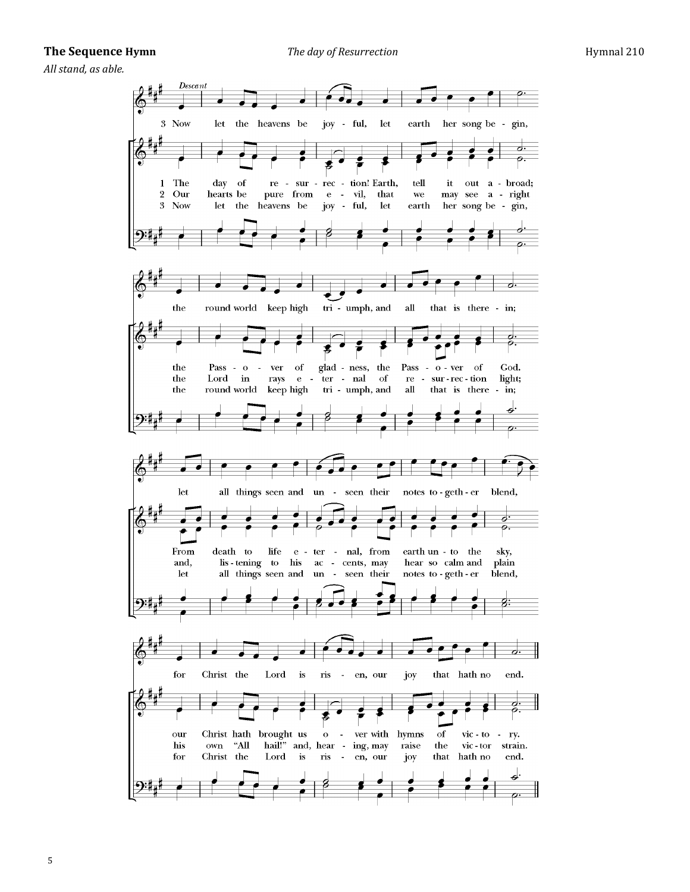**The Sequence Hymn** *The day of Resurrection* Hymnal 210

*All stand, as able.*

Descant

3 Now let the heavens be joyful, let earth her song begin,
the round world keep high triumph, and all that is therein;
let all things seen and unseen their notes together blend,
for Christ the Lord is risen, our joy that hath no end.

1 The day of resurrection! Earth, tell it out abroad;
the Passover of gladness, the Passover of God.
From death to life eternal, from earth unto the sky,
our Christ hath brought us over with hymns of victory.

2 Our hearts be pure from evil, that we may see aright
the Lord in rays eternal of resurrection light;
and, listening to his accents, may hear so calm and plain
his own "All hail!" and, hearing, may raise the victor strain.

3 Now let the heavens be joyful, let earth her song begin,
the round world keep high triumph, and all that is therein;
let all things seen and unseen their notes together blend,
for Christ the Lord is risen, our joy that hath no end.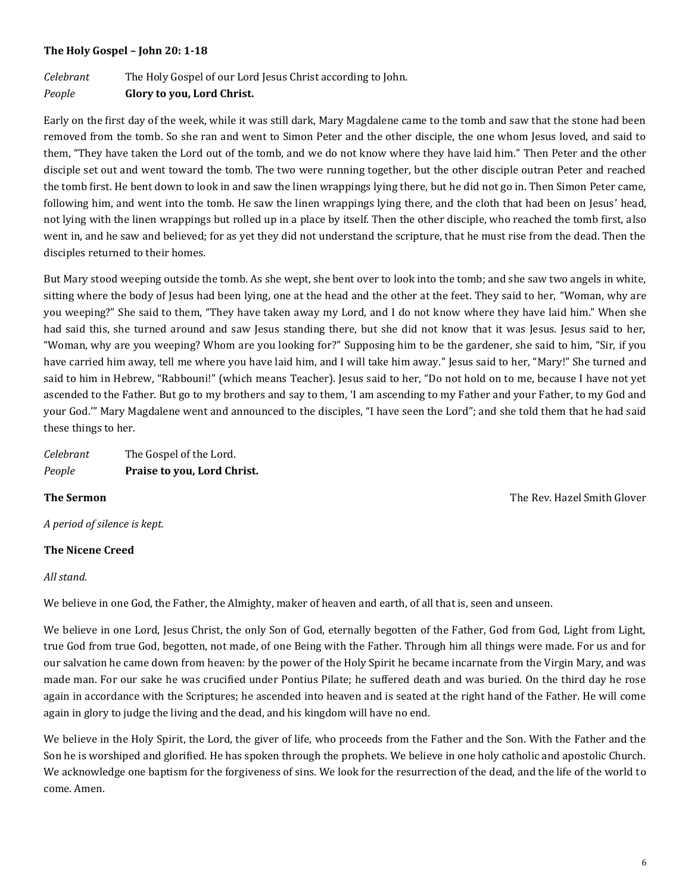**The Holy Gospel – John 20: 1-18**

*Celebrant* The Holy Gospel of our Lord Jesus Christ according to John.
*People* **Glory to you, Lord Christ.**

Early on the first day of the week, while it was still dark, Mary Magdalene came to the tomb and saw that the stone had been removed from the tomb. So she ran and went to Simon Peter and the other disciple, the one whom Jesus loved, and said to them, "They have taken the Lord out of the tomb, and we do not know where they have laid him." Then Peter and the other disciple set out and went toward the tomb. The two were running together, but the other disciple outran Peter and reached the tomb first. He bent down to look in and saw the linen wrappings lying there, but he did not go in. Then Simon Peter came, following him, and went into the tomb. He saw the linen wrappings lying there, and the cloth that had been on Jesus' head, not lying with the linen wrappings but rolled up in a place by itself. Then the other disciple, who reached the tomb first, also went in, and he saw and believed; for as yet they did not understand the scripture, that he must rise from the dead. Then the disciples returned to their homes.

But Mary stood weeping outside the tomb. As she wept, she bent over to look into the tomb; and she saw two angels in white, sitting where the body of Jesus had been lying, one at the head and the other at the feet. They said to her, "Woman, why are you weeping?" She said to them, "They have taken away my Lord, and I do not know where they have laid him." When she had said this, she turned around and saw Jesus standing there, but she did not know that it was Jesus. Jesus said to her, "Woman, why are you weeping? Whom are you looking for?" Supposing him to be the gardener, she said to him, "Sir, if you have carried him away, tell me where you have laid him, and I will take him away." Jesus said to her, "Mary!" She turned and said to him in Hebrew, "Rabbouni!" (which means Teacher). Jesus said to her, "Do not hold on to me, because I have not yet ascended to the Father. But go to my brothers and say to them, 'I am ascending to my Father and your Father, to my God and your God.'" Mary Magdalene went and announced to the disciples, "I have seen the Lord"; and she told them that he had said these things to her.

*Celebrant* The Gospel of the Lord.
*People* **Praise to you, Lord Christ.**

**The Sermon** The Rev. Hazel Smith Glover

*A period of silence is kept.*

**The Nicene Creed**

*All stand.*

We believe in one God, the Father, the Almighty, maker of heaven and earth, of all that is, seen and unseen.

We believe in one Lord, Jesus Christ, the only Son of God, eternally begotten of the Father, God from God, Light from Light, true God from true God, begotten, not made, of one Being with the Father. Through him all things were made. For us and for our salvation he came down from heaven: by the power of the Holy Spirit he became incarnate from the Virgin Mary, and was made man. For our sake he was crucified under Pontius Pilate; he suffered death and was buried. On the third day he rose again in accordance with the Scriptures; he ascended into heaven and is seated at the right hand of the Father. He will come again in glory to judge the living and the dead, and his kingdom will have no end.

We believe in the Holy Spirit, the Lord, the giver of life, who proceeds from the Father and the Son. With the Father and the Son he is worshiped and glorified. He has spoken through the prophets. We believe in one holy catholic and apostolic Church. We acknowledge one baptism for the forgiveness of sins. We look for the resurrection of the dead, and the life of the world to come. Amen.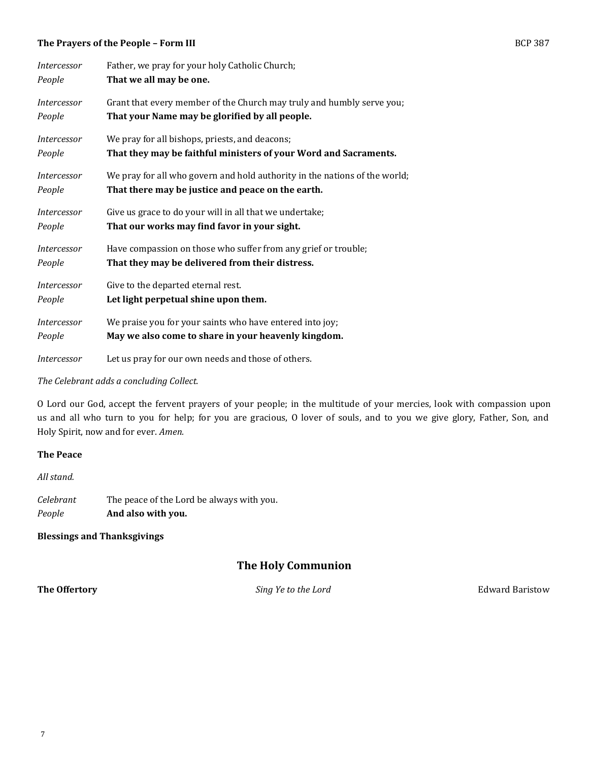**The Prayers of the People – Form III** BCP 387

*Intercessor* Father, we pray for your holy Catholic Church;
*People* **That we all may be one.**

*Intercessor* Grant that every member of the Church may truly and humbly serve you;
*People* **That your Name may be glorified by all people.**

*Intercessor* We pray for all bishops, priests, and deacons;
*People* **That they may be faithful ministers of your Word and Sacraments.**

*Intercessor* We pray for all who govern and hold authority in the nations of the world;
*People* **That there may be justice and peace on the earth.**

*Intercessor* Give us grace to do your will in all that we undertake;
*People* **That our works may find favor in your sight.**

*Intercessor* Have compassion on those who suffer from any grief or trouble;
*People* **That they may be delivered from their distress.**

*Intercessor* Give to the departed eternal rest.
*People* **Let light perpetual shine upon them.**

*Intercessor* We praise you for your saints who have entered into joy;
*People* **May we also come to share in your heavenly kingdom.**

*Intercessor* Let us pray for our own needs and those of others.

*The Celebrant adds a concluding Collect.*

O Lord our God, accept the fervent prayers of your people; in the multitude of your mercies, look with compassion upon us and all who turn to you for help; for you are gracious, O lover of souls, and to you we give glory, Father, Son, and Holy Spirit, now and for ever. *Amen.*

**The Peace**

*All stand.*

*Celebrant* The peace of the Lord be always with you.
*People* **And also with you.**

**Blessings and Thanksgivings**

## The Holy Communion

**The Offertory** *Sing Ye to the Lord* Edward Baristow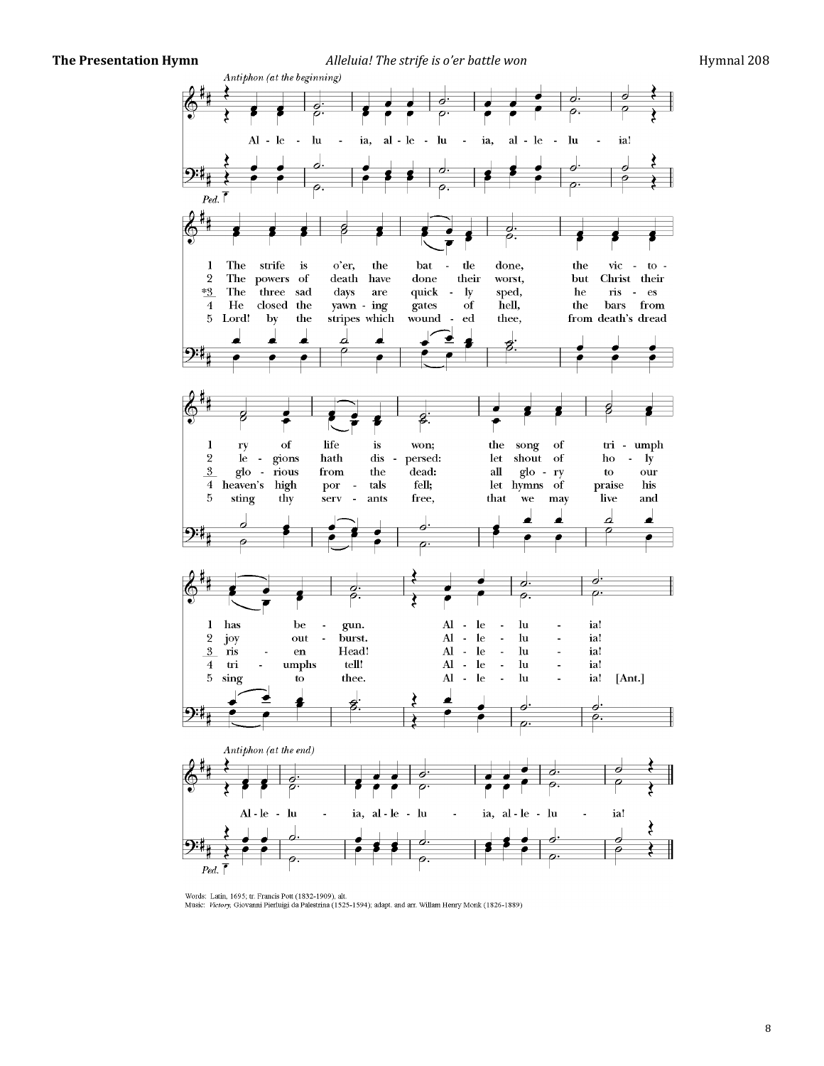**The Presentation Hymn** *Alleluia! The strife is o'er battle won* Hymnal 208

*Antiphon (at the beginning)*

Alleluia, alleluia, alleluia!

1 The strife is o'er, the battle done, the victory of life is won; the song of triumph has begun. Alleluia!

2 The powers of death have done their worst, but Christ their legions hath dispersed: let shout of holy joy outburst. Alleluia!

*3 The three sad days are quickly sped, he rises glorious from the dead: all glory to our risen Head! Alleluia!

4 He closed the yawning gates of hell, the bars from heaven's high portals fell; let hymns of praise his triumphs tell! Alleluia!

5 Lord! by the stripes which wounded thee, from death's dread sting thy servants free, that we may live and sing to thee. Alleluia! [Ant.]

*Antiphon (at the end)*

Alleluia, alleluia, alleluia!

Words: Latin, 1695; tr. Francis Pott (1832-1909), alt.
Music: *Victory,* Giovanni Pierluigi da Palestrina (1525-1594); adapt. and arr. William Henry Monk (1826-1889)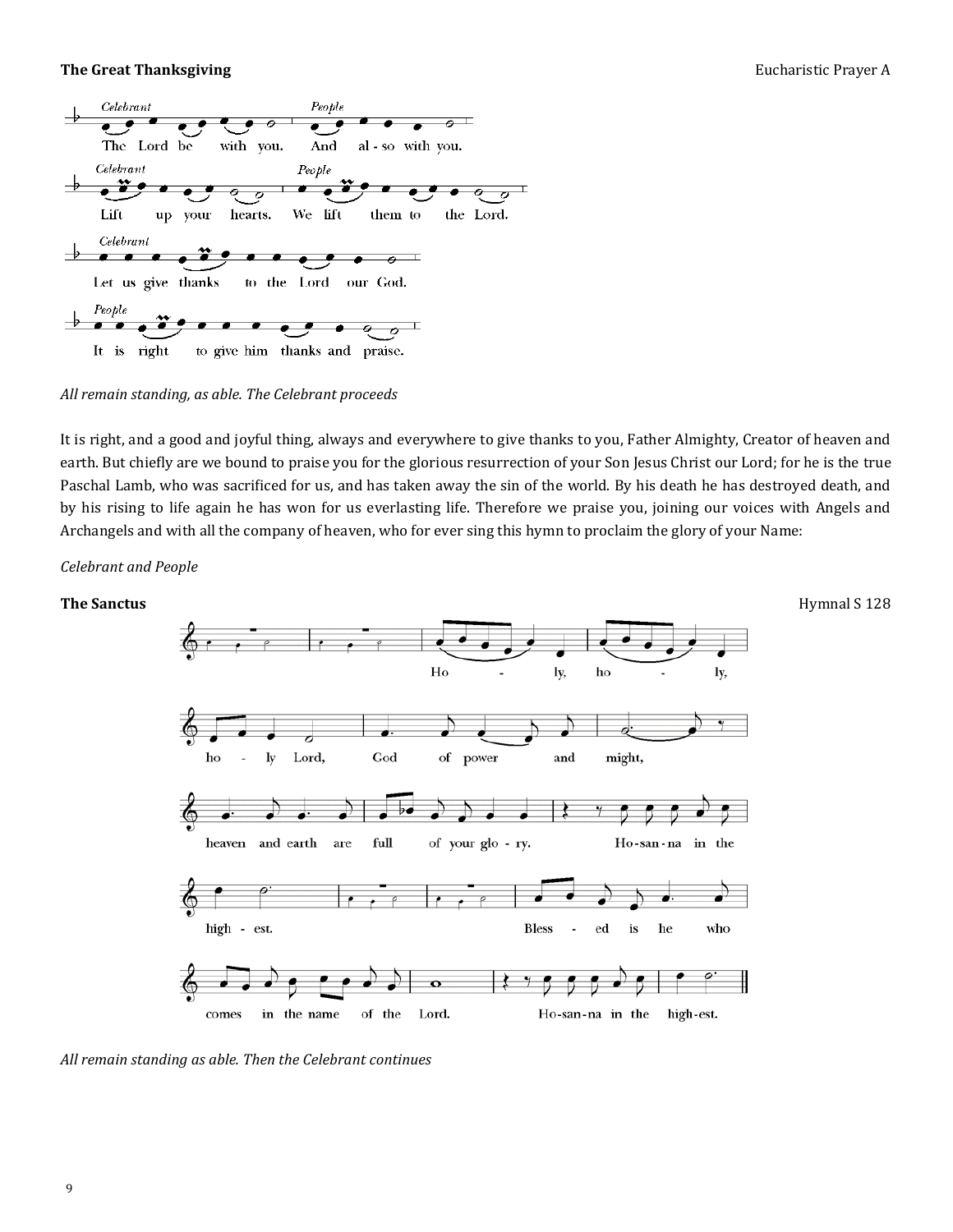**The Great Thanksgiving** Eucharistic Prayer A

*Celebrant* The Lord be with you. *People* And also with you.

*Celebrant* Lift up your hearts. *People* We lift them to the Lord.

*Celebrant* Let us give thanks to the Lord our God.

*People* It is right to give him thanks and praise.

*All remain standing, as able. The Celebrant proceeds*

It is right, and a good and joyful thing, always and everywhere to give thanks to you, Father Almighty, Creator of heaven and earth. But chiefly are we bound to praise you for the glorious resurrection of your Son Jesus Christ our Lord; for he is the true Paschal Lamb, who was sacrificed for us, and has taken away the sin of the world. By his death he has destroyed death, and by his rising to life again he has won for us everlasting life. Therefore we praise you, joining our voices with Angels and Archangels and with all the company of heaven, who for ever sing this hymn to proclaim the glory of your Name:

*Celebrant and People*

**The Sanctus** Hymnal S 128

Holy, holy, holy Lord, God of power and might, heaven and earth are full of your glory. Hosanna in the highest. Blessed is he who comes in the name of the Lord. Hosanna in the highest.

*All remain standing as able. Then the Celebrant continues*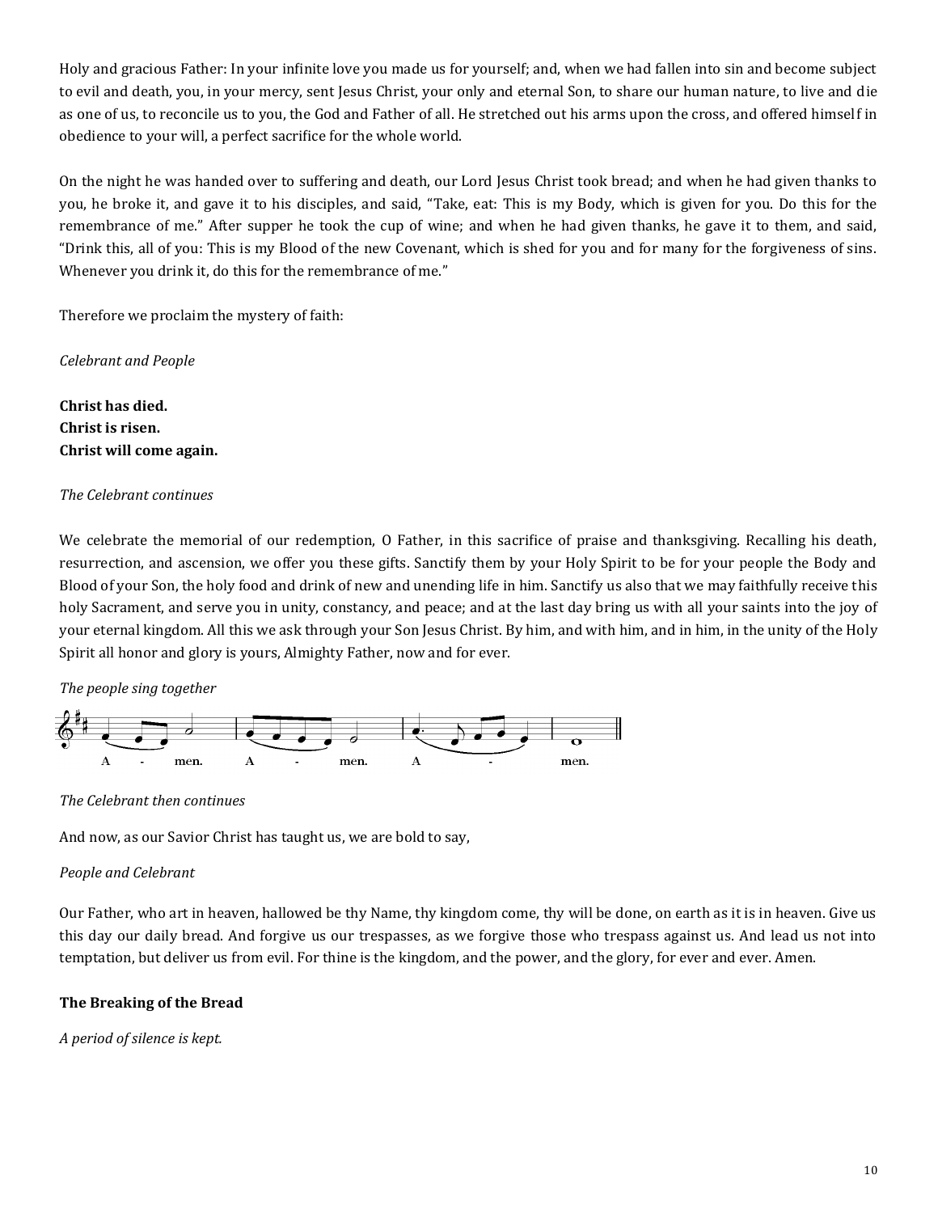Holy and gracious Father: In your infinite love you made us for yourself; and, when we had fallen into sin and become subject to evil and death, you, in your mercy, sent Jesus Christ, your only and eternal Son, to share our human nature, to live and die as one of us, to reconcile us to you, the God and Father of all. He stretched out his arms upon the cross, and offered himself in obedience to your will, a perfect sacrifice for the whole world.

On the night he was handed over to suffering and death, our Lord Jesus Christ took bread; and when he had given thanks to you, he broke it, and gave it to his disciples, and said, "Take, eat: This is my Body, which is given for you. Do this for the remembrance of me." After supper he took the cup of wine; and when he had given thanks, he gave it to them, and said, "Drink this, all of you: This is my Blood of the new Covenant, which is shed for you and for many for the forgiveness of sins. Whenever you drink it, do this for the remembrance of me."

Therefore we proclaim the mystery of faith:

*Celebrant and People*

**Christ has died.**
**Christ is risen.**
**Christ will come again.**

*The Celebrant continues*

We celebrate the memorial of our redemption, O Father, in this sacrifice of praise and thanksgiving. Recalling his death, resurrection, and ascension, we offer you these gifts. Sanctify them by your Holy Spirit to be for your people the Body and Blood of your Son, the holy food and drink of new and unending life in him. Sanctify us also that we may faithfully receive this holy Sacrament, and serve you in unity, constancy, and peace; and at the last day bring us with all your saints into the joy of your eternal kingdom. All this we ask through your Son Jesus Christ. By him, and with him, and in him, in the unity of the Holy Spirit all honor and glory is yours, Almighty Father, now and for ever.

*The people sing together*

A - men. A - men. A - men.

*The Celebrant then continues*

And now, as our Savior Christ has taught us, we are bold to say,

*People and Celebrant*

Our Father, who art in heaven, hallowed be thy Name, thy kingdom come, thy will be done, on earth as it is in heaven. Give us this day our daily bread. And forgive us our trespasses, as we forgive those who trespass against us. And lead us not into temptation, but deliver us from evil. For thine is the kingdom, and the power, and the glory, for ever and ever. Amen.

**The Breaking of the Bread**

*A period of silence is kept.*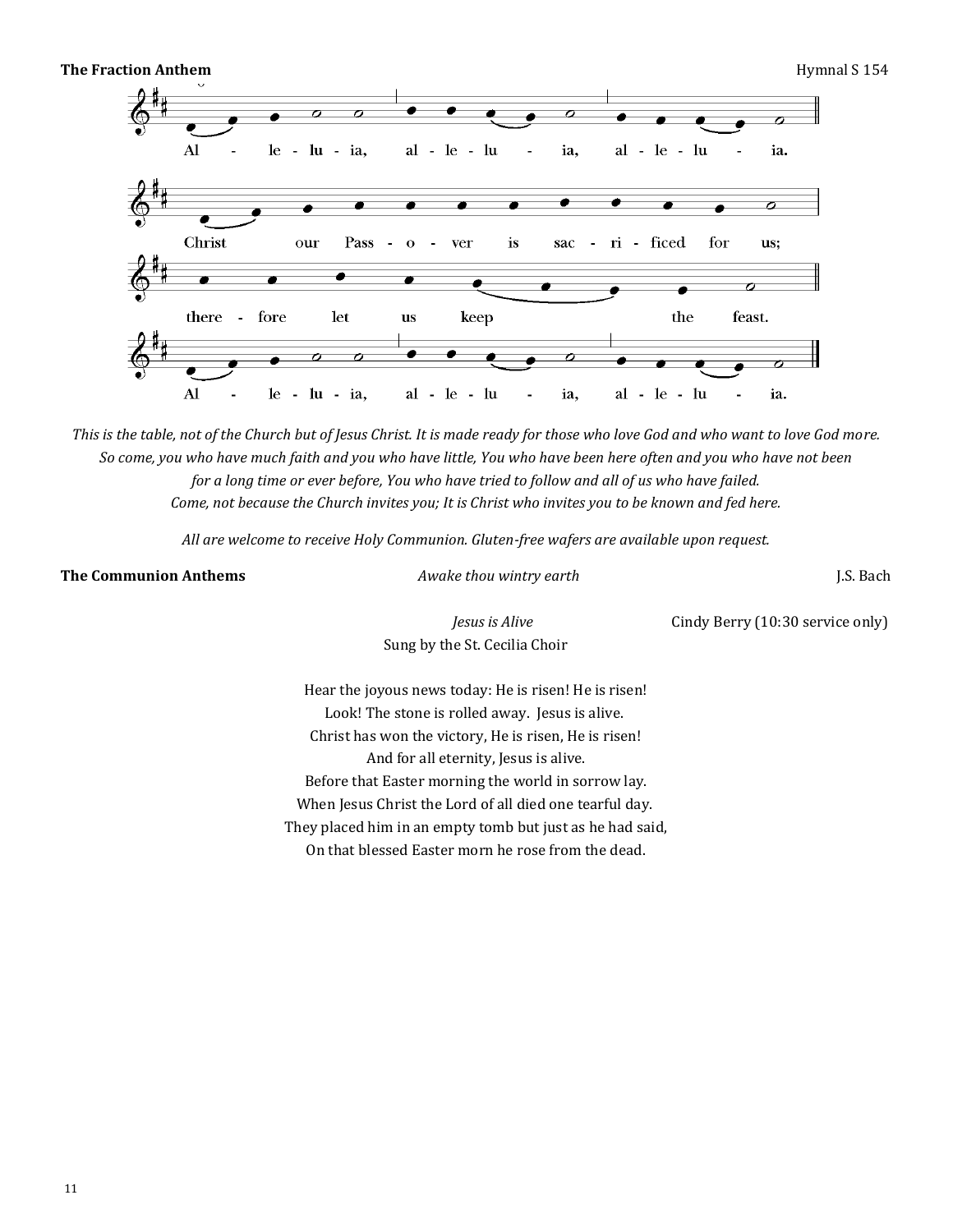**The Fraction Anthem** Hymnal S 154

Al - le - lu - ia, al - le - lu - ia, al - le - lu - ia.

Christ our Pass - o - ver is sac - ri - ficed for us;

there - fore let us keep the feast.

Al - le - lu - ia, al - le - lu - ia, al - le - lu - ia.

*This is the table, not of the Church but of Jesus Christ. It is made ready for those who love God and who want to love God more. So come, you who have much faith and you who have little, You who have been here often and you who have not been for a long time or ever before, You who have tried to follow and all of us who have failed. Come, not because the Church invites you; It is Christ who invites you to be known and fed here.*

*All are welcome to receive Holy Communion. Gluten-free wafers are available upon request.*

**The Communion Anthems** *Awake thou wintry earth* J.S. Bach

*Jesus is Alive* Cindy Berry (10:30 service only)

Sung by the St. Cecilia Choir

Hear the joyous news today: He is risen! He is risen!
Look! The stone is rolled away. Jesus is alive.
Christ has won the victory, He is risen, He is risen!
And for all eternity, Jesus is alive.
Before that Easter morning the world in sorrow lay.
When Jesus Christ the Lord of all died one tearful day.
They placed him in an empty tomb but just as he had said,
On that blessed Easter morn he rose from the dead.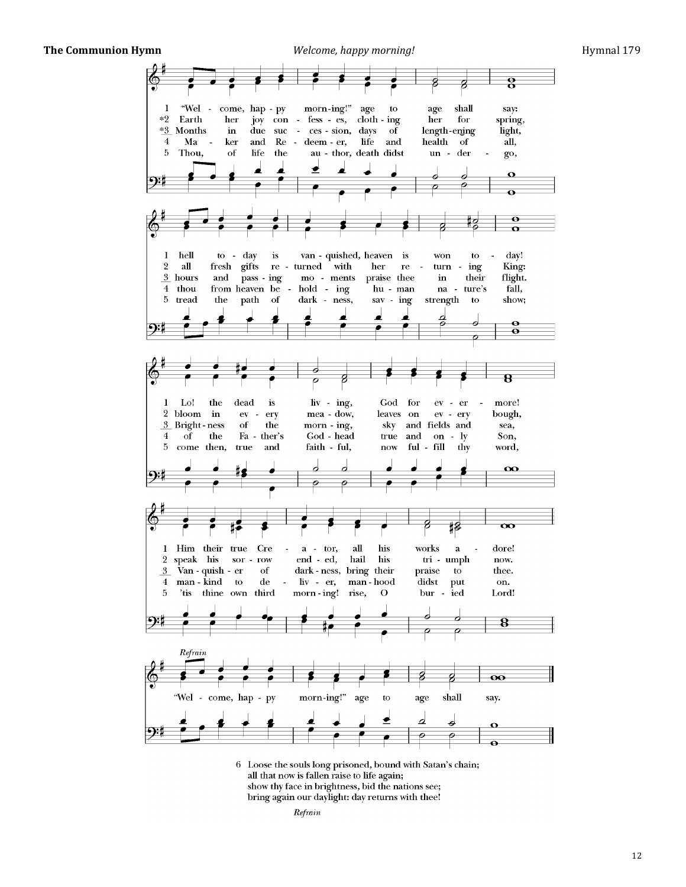**The Communion Hymn** *Welcome, happy morning!* Hymnal 179

1 "Welcome, happy morning!" age to age shall say:
hell today is vanquished, heaven is won today!
Lo! the dead is living, God for evermore!
Him their true Creator, all his works adore!

*2 Earth her joy confesses, clothing her for spring,
all fresh gifts returned with her returning King:
bloom in every meadow, leaves on every bough,
speak his sorrow ended, hail his triumph now.

*3 Months in due succession, days of lengthening light,
hours and passing moments praise thee in their flight.
Brightness of the morning, sky and fields and sea,
Vanquisher of darkness, bring their praise to thee.

4 Maker and Redeemer, life and health of all,
thou from heaven beholding human nature's fall,
of the Father's Godhead true and only Son,
mankind to deliver, manhood didst put on.

5 Thou, of life the author, death didst undergo,
tread the path of darkness, saving strength to show;
come then, true and faithful, now fulfill thy word,
'tis thine own third morning! rise, O buried Lord!

*Refrain*
"Welcome, happy morning!" age to age shall say.

6 Loose the souls long prisoned, bound with Satan's chain;
all that now is fallen raise to life again;
show thy face in brightness, bid the nations see;
bring again our daylight: day returns with thee!

*Refrain*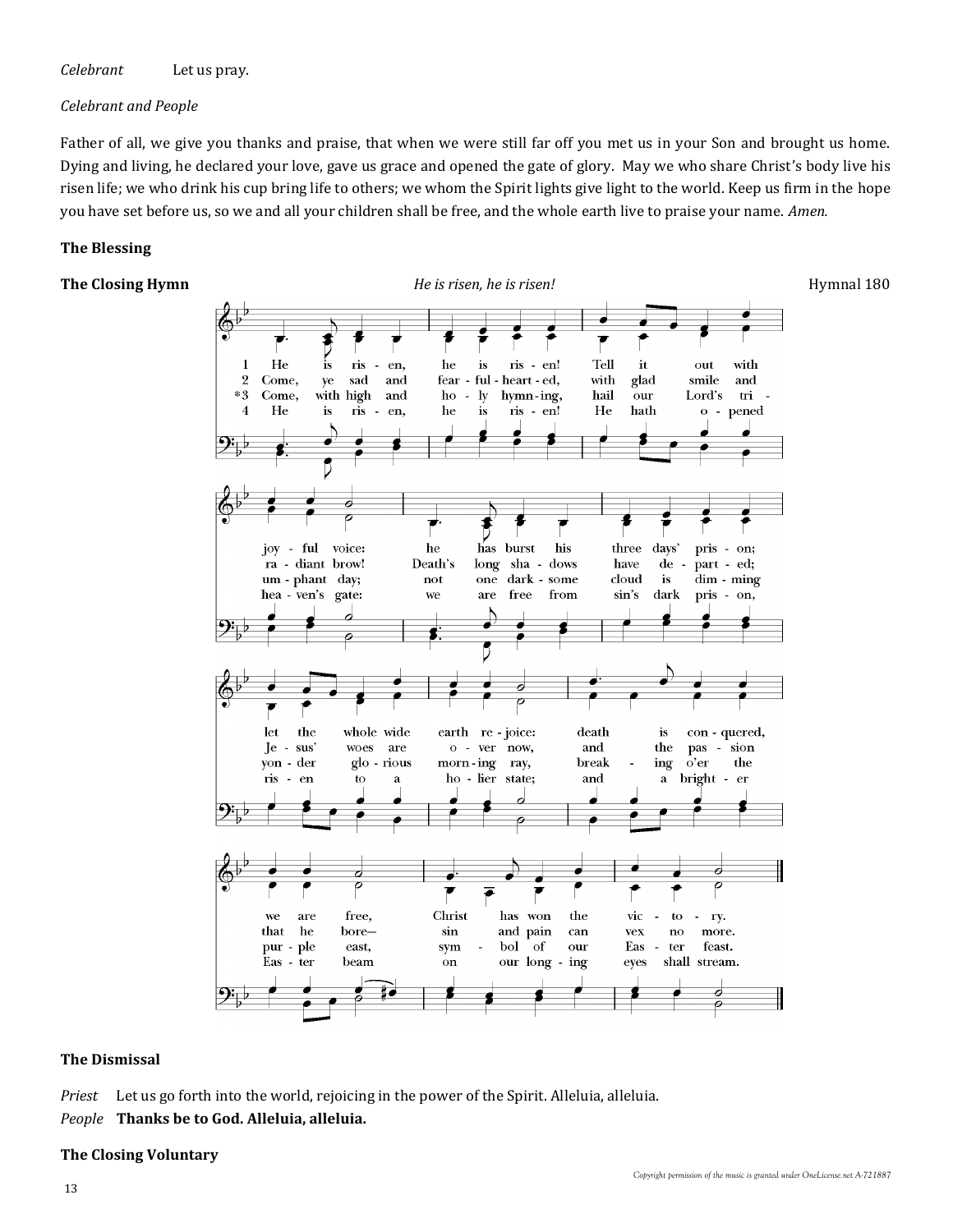*Celebrant* Let us pray.

*Celebrant and People*

Father of all, we give you thanks and praise, that when we were still far off you met us in your Son and brought us home. Dying and living, he declared your love, gave us grace and opened the gate of glory. May we who share Christ's body live his risen life; we who drink his cup bring life to others; we whom the Spirit lights give light to the world. Keep us firm in the hope you have set before us, so we and all your children shall be free, and the whole earth live to praise your name. *Amen.*

**The Blessing**

**The Closing Hymn** *He is risen, he is risen!* Hymnal 180

1 He is risen, he is risen! Tell it out with joyful voice: he has burst his three days' prison; let the whole wide earth rejoice: death is conquered, we are free, Christ has won the victory.

2 Come, ye sad and fearful-hearted, with glad smile and radiant brow! Death's long shadows have departed; Jesus' woes are over now, and the passion that he bore— sin and pain can vex no more.

*3 Come, with high and holy hymning, hail our Lord's triumphant day; not one darksome cloud is dimming yonder glorious morning ray, breaking o'er the purple east, symbol of our Easter feast.

4 He is risen, he is risen! He hath opened heaven's gate: we are free from sin's dark prison, risen to a holier state; and a brighter Easter beam on our longing eyes shall stream.

**The Dismissal**

*Priest* Let us go forth into the world, rejoicing in the power of the Spirit. Alleluia, alleluia.

*People* **Thanks be to God. Alleluia, alleluia.**

**The Closing Voluntary**

*Copyright permission of the music is granted under OneLicense.net A-721887*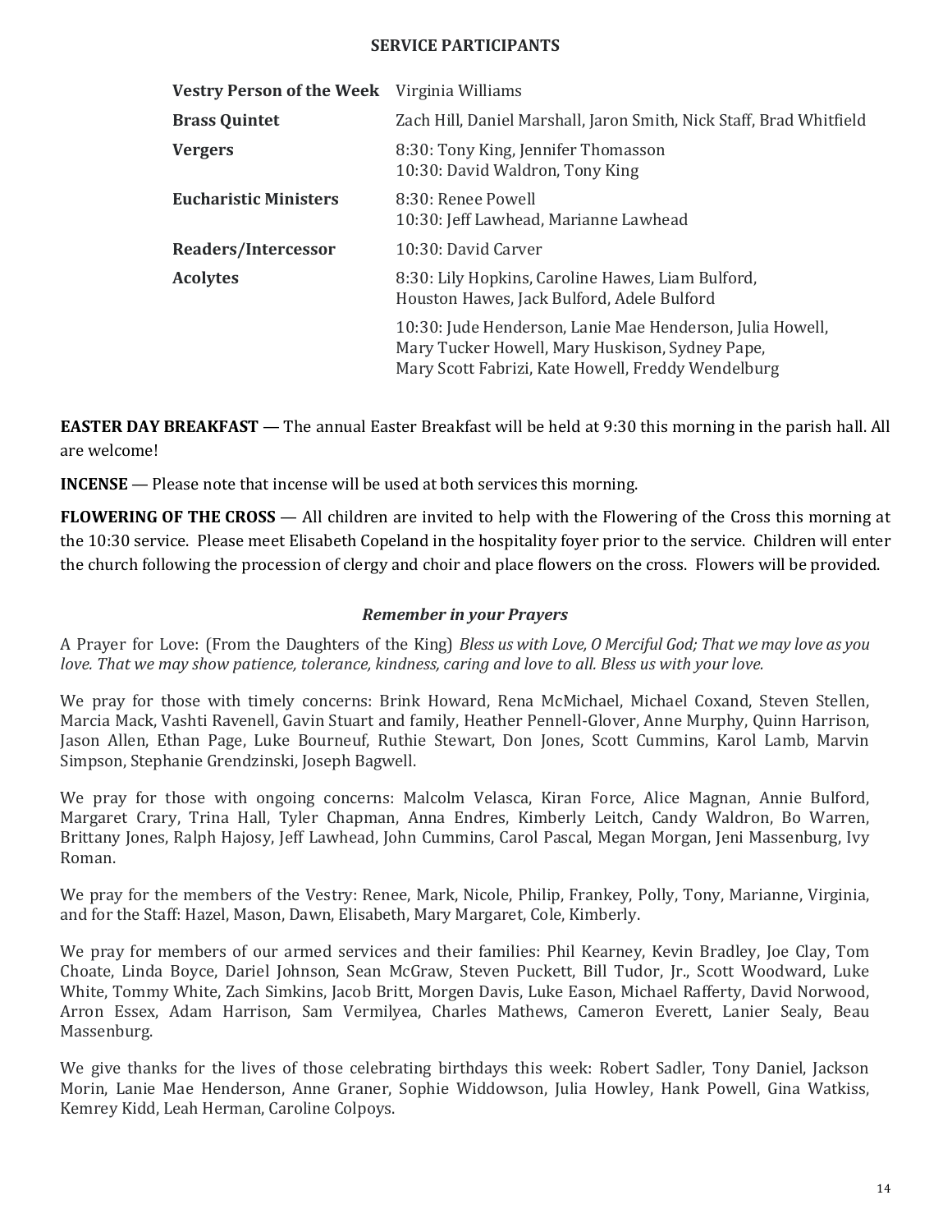## SERVICE PARTICIPANTS

| | |
|---|---|
| **Vestry Person of the Week** | Virginia Williams |
| **Brass Quintet** | Zach Hill, Daniel Marshall, Jaron Smith, Nick Staff, Brad Whitfield |
| **Vergers** | 8:30: Tony King, Jennifer Thomasson<br>10:30: David Waldron, Tony King |
| **Eucharistic Ministers** | 8:30: Renee Powell<br>10:30: Jeff Lawhead, Marianne Lawhead |
| **Readers/Intercessor** | 10:30: David Carver |
| **Acolytes** | 8:30: Lily Hopkins, Caroline Hawes, Liam Bulford, Houston Hawes, Jack Bulford, Adele Bulford |
| | 10:30: Jude Henderson, Lanie Mae Henderson, Julia Howell, Mary Tucker Howell, Mary Huskison, Sydney Pape, Mary Scott Fabrizi, Kate Howell, Freddy Wendelburg |

**EASTER DAY BREAKFAST** — The annual Easter Breakfast will be held at 9:30 this morning in the parish hall. All are welcome!

**INCENSE** — Please note that incense will be used at both services this morning.

**FLOWERING OF THE CROSS** — All children are invited to help with the Flowering of the Cross this morning at the 10:30 service. Please meet Elisabeth Copeland in the hospitality foyer prior to the service. Children will enter the church following the procession of clergy and choir and place flowers on the cross. Flowers will be provided.

### *Remember in your Prayers*

A Prayer for Love: (From the Daughters of the King) *Bless us with Love, O Merciful God; That we may love as you love. That we may show patience, tolerance, kindness, caring and love to all. Bless us with your love.*

We pray for those with timely concerns: Brink Howard, Rena McMichael, Michael Coxand, Steven Stellen, Marcia Mack, Vashti Ravenell, Gavin Stuart and family, Heather Pennell-Glover, Anne Murphy, Quinn Harrison, Jason Allen, Ethan Page, Luke Bourneuf, Ruthie Stewart, Don Jones, Scott Cummins, Karol Lamb, Marvin Simpson, Stephanie Grendzinski, Joseph Bagwell.

We pray for those with ongoing concerns: Malcolm Velasca, Kiran Force, Alice Magnan, Annie Bulford, Margaret Crary, Trina Hall, Tyler Chapman, Anna Endres, Kimberly Leitch, Candy Waldron, Bo Warren, Brittany Jones, Ralph Hajosy, Jeff Lawhead, John Cummins, Carol Pascal, Megan Morgan, Jeni Massenburg, Ivy Roman.

We pray for the members of the Vestry: Renee, Mark, Nicole, Philip, Frankey, Polly, Tony, Marianne, Virginia, and for the Staff: Hazel, Mason, Dawn, Elisabeth, Mary Margaret, Cole, Kimberly.

We pray for members of our armed services and their families: Phil Kearney, Kevin Bradley, Joe Clay, Tom Choate, Linda Boyce, Dariel Johnson, Sean McGraw, Steven Puckett, Bill Tudor, Jr., Scott Woodward, Luke White, Tommy White, Zach Simkins, Jacob Britt, Morgen Davis, Luke Eason, Michael Rafferty, David Norwood, Arron Essex, Adam Harrison, Sam Vermilyea, Charles Mathews, Cameron Everett, Lanier Sealy, Beau Massenburg.

We give thanks for the lives of those celebrating birthdays this week: Robert Sadler, Tony Daniel, Jackson Morin, Lanie Mae Henderson, Anne Graner, Sophie Widdowson, Julia Howley, Hank Powell, Gina Watkiss, Kemrey Kidd, Leah Herman, Caroline Colpoys.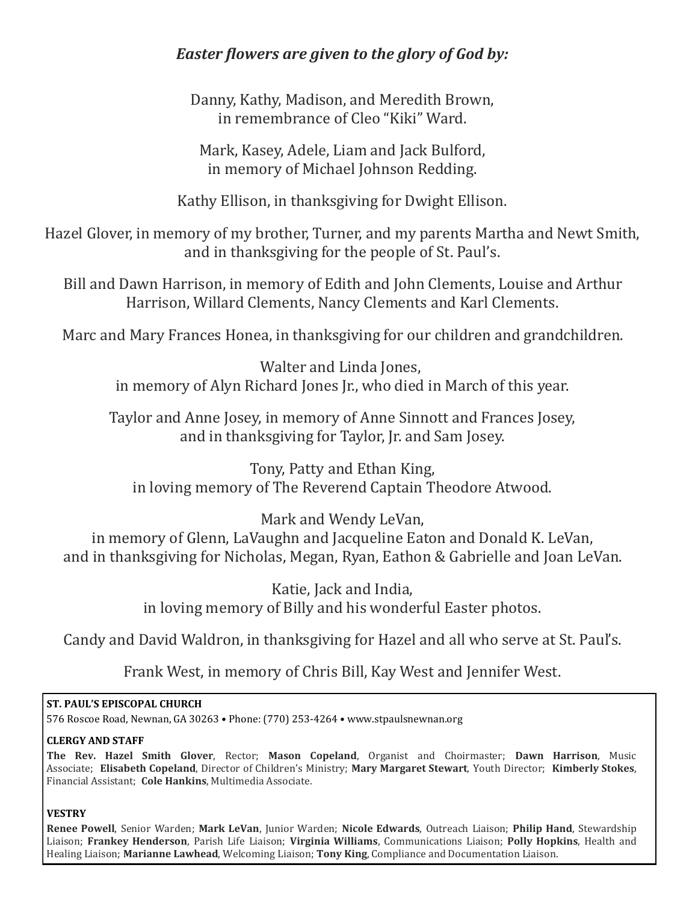***Easter flowers are given to the glory of God by:***

Danny, Kathy, Madison, and Meredith Brown,
in remembrance of Cleo "Kiki" Ward.

Mark, Kasey, Adele, Liam and Jack Bulford,
in memory of Michael Johnson Redding.

Kathy Ellison, in thanksgiving for Dwight Ellison.

Hazel Glover, in memory of my brother, Turner, and my parents Martha and Newt Smith,
and in thanksgiving for the people of St. Paul's.

Bill and Dawn Harrison, in memory of Edith and John Clements, Louise and Arthur Harrison, Willard Clements, Nancy Clements and Karl Clements.

Marc and Mary Frances Honea, in thanksgiving for our children and grandchildren.

Walter and Linda Jones,
in memory of Alyn Richard Jones Jr., who died in March of this year.

Taylor and Anne Josey, in memory of Anne Sinnott and Frances Josey,
and in thanksgiving for Taylor, Jr. and Sam Josey.

Tony, Patty and Ethan King,
in loving memory of The Reverend Captain Theodore Atwood.

Mark and Wendy LeVan,
in memory of Glenn, LaVaughn and Jacqueline Eaton and Donald K. LeVan,
and in thanksgiving for Nicholas, Megan, Ryan, Eathon & Gabrielle and Joan LeVan.

Katie, Jack and India,
in loving memory of Billy and his wonderful Easter photos.

Candy and David Waldron, in thanksgiving for Hazel and all who serve at St. Paul's.

Frank West, in memory of Chris Bill, Kay West and Jennifer West.

**ST. PAUL'S EPISCOPAL CHURCH**
576 Roscoe Road, Newnan, GA 30263 • Phone: (770) 253-4264 • www.stpaulsnewnan.org

**CLERGY AND STAFF**

**The Rev. Hazel Smith Glover**, Rector; **Mason Copeland**, Organist and Choirmaster; **Dawn Harrison**, Music Associate; **Elisabeth Copeland**, Director of Children's Ministry; **Mary Margaret Stewart**, Youth Director; **Kimberly Stokes**, Financial Assistant; **Cole Hankins**, Multimedia Associate.

**VESTRY**

**Renee Powell**, Senior Warden; **Mark LeVan**, Junior Warden; **Nicole Edwards**, Outreach Liaison; **Philip Hand**, Stewardship Liaison; **Frankey Henderson**, Parish Life Liaison; **Virginia Williams**, Communications Liaison; **Polly Hopkins**, Health and Healing Liaison; **Marianne Lawhead**, Welcoming Liaison; **Tony King**, Compliance and Documentation Liaison.